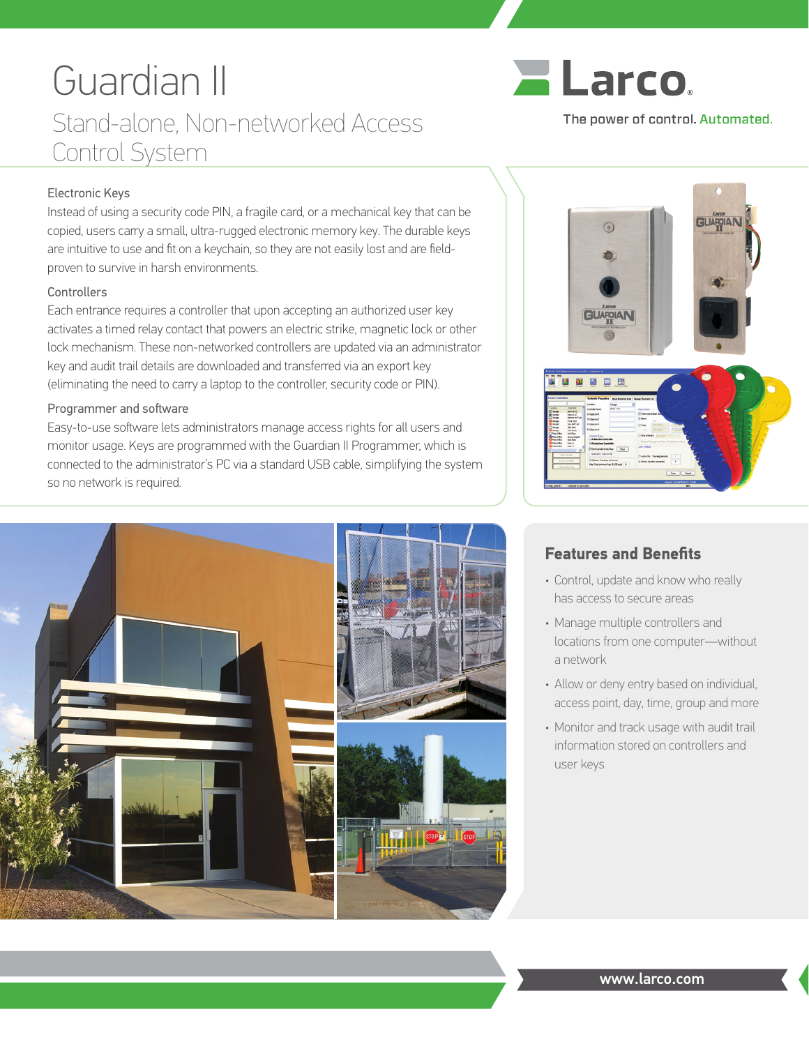# Guardian II

## Stand-alone, Non-networked Access Control System

Larco

The power of control. Automated.

### Electronic Keys

Instead of using a security code PIN, a fragile card, or a mechanical key that can be copied, users carry a small, ultra-rugged electronic memory key. The durable keys are intuitive to use and fit on a keychain, so they are not easily lost and are field-proven to survive in harsh environments.

### Controllers

Each entrance requires a controller that upon accepting an authorized user key activates a timed relay contact that powers an electric strike, magnetic lock or other lock mechanism. These non-networked controllers are updated via an administrator key and audit trail details are downloaded and transferred via an export key (eliminating the need to carry a laptop to the controller, security code or PIN).

### Programmer and software

Easy-to-use software lets administrators manage access rights for all users and monitor usage. Keys are programmed with the Guardian II Programmer, which is connected to the administrator's PC via a standard USB cable, simplifying the system so no network is required.

## Features and Benefits

- Control, update and know who really has access to secure areas
- Manage multiple controllers and locations from one computer—without a network
- Allow or deny entry based on individual, access point, day, time, group and more
- Monitor and track usage with audit trail information stored on controllers and user keys

www.larco.com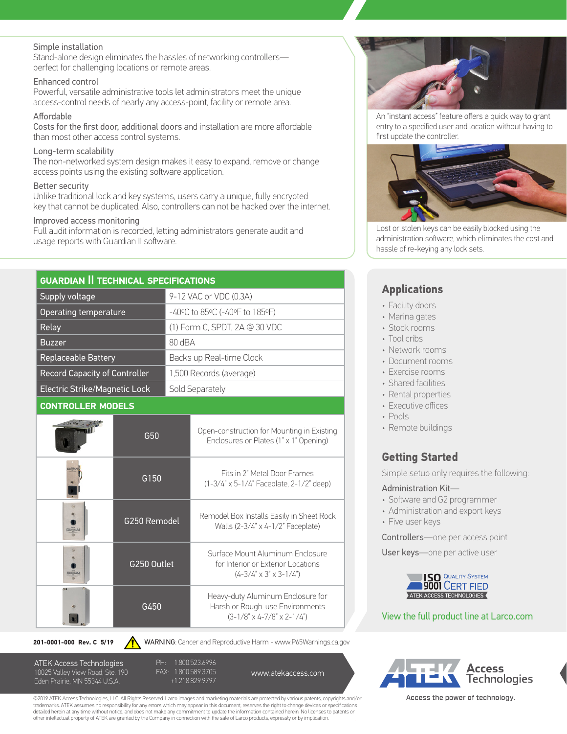Simple installation
Stand-alone design eliminates the hassles of networking controllers—perfect for challenging locations or remote areas.

Enhanced control
Powerful, versatile administrative tools let administrators meet the unique access-control needs of nearly any access-point, facility or remote area.

Affordable
Costs for the first door, additional doors and installation are more affordable than most other access control systems.

Long-term scalability
The non-networked system design makes it easy to expand, remove or change access points using the existing software application.

Better security
Unlike traditional lock and key systems, users carry a unique, fully encrypted key that cannot be duplicated. Also, controllers can not be hacked over the internet.

Improved access monitoring
Full audit information is recorded, letting administrators generate audit and usage reports with Guardian II software.

An "instant access" feature offers a quick way to grant entry to a specified user and location without having to first update the controller.

Lost or stolen keys can be easily blocked using the administration software, which eliminates the cost and hassle of re-keying any lock sets.

| GUARDIAN II TECHNICAL SPECIFICATIONS | |
|---|---|
| Supply voltage | 9-12 VAC or VDC (0.3A) |
| Operating temperature | -40ºC to 85ºC (-40ºF to 185ºF) |
| Relay | (1) Form C, SPDT, 2A @ 30 VDC |
| Buzzer | 80 dBA |
| Replaceable Battery | Backs up Real-time Clock |
| Record Capacity of Controller | 1,500 Records (average) |
| Electric Strike/Magnetic Lock | Sold Separately |

**CONTROLLER MODELS**

| | | |
|---|---|---|
| | G50 | Open-construction for Mounting in Existing Enclosures or Plates (1" x 1" Opening) |
| | G150 | Fits in 2" Metal Door Frames (1-3/4" x 5-1/4" Faceplate, 2-1/2" deep) |
| | G250 Remodel | Remodel Box Installs Easily in Sheet Rock Walls (2-3/4" x 4-1/2" Faceplate) |
| | G250 Outlet | Surface Mount Aluminum Enclosure for Interior or Exterior Locations (4-3/4" x 3" x 3-1/4") |
| | G450 | Heavy-duty Aluminum Enclosure for Harsh or Rough-use Environments (3-1/8" x 4-7/8" x 2-1/4") |

## Applications

- Facility doors
- Marina gates
- Stock rooms
- Tool cribs
- Network rooms
- Document rooms
- Exercise rooms
- Shared facilities
- Rental properties
- Executive offices
- Pools
- Remote buildings

## Getting Started

Simple setup only requires the following:

Administration Kit—
- Software and G2 programmer
- Administration and export keys
- Five user keys

Controllers—one per access point

User keys—one per active user

ISO 9001 Quality System Certified
ATEK ACCESS TECHNOLOGIES

View the full product line at Larco.com

**201-0001-000 Rev. C 5/19**

WARNING: Cancer and Reproductive Harm - www.P65Warnings.ca.gov

ATEK Access Technologies
10025 Valley View Road, Ste. 190
Eden Prairie, MN 55344 U.S.A.

PH: 1.800.523.6996
FAX: 1.800.589.3705
+1.218.829.9797

www.atekaccess.com

ATEK Access Technologies
Access the power of technology.

©2019 ATEK Access Technologies, LLC. All Rights Reserved. Larco images and marketing materials are protected by various patents, copyrights and/or trademarks. ATEK assumes no responsibility for any errors which may appear in this document, reserves the right to change devices or specifications detailed herein at any time without notice, and does not make any commitment to update the information contained herein. No licenses to patents or other intellectual property of ATEK are granted by the Company in connection with the sale of Larco products, expressly or by implication.